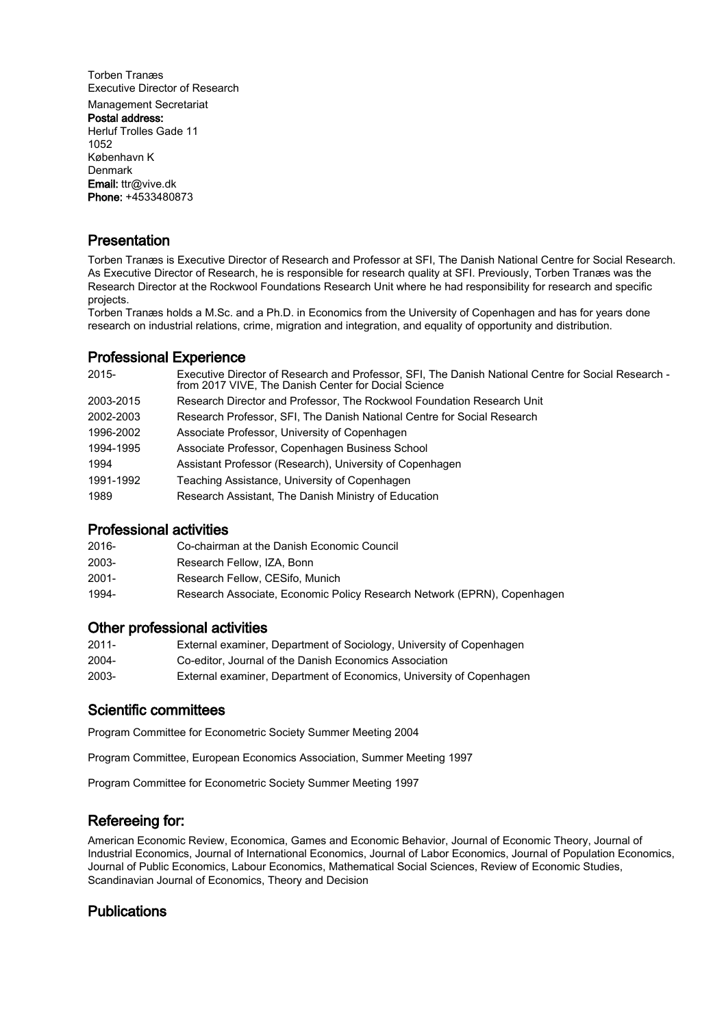Torben Tranæs
Executive Director of Research
Management Secretariat
**Postal address:**
Herluf Trolles Gade 11
1052
København K
Denmark
**Email:** ttr@vive.dk
**Phone:** +4533480873

## Presentation

Torben Tranæs is Executive Director of Research and Professor at SFI, The Danish National Centre for Social Research. As Executive Director of Research, he is responsible for research quality at SFI. Previously, Torben Tranæs was the Research Director at the Rockwool Foundations Research Unit where he had responsibility for research and specific projects.
Torben Tranæs holds a M.Sc. and a Ph.D. in Economics from the University of Copenhagen and has for years done research on industrial relations, crime, migration and integration, and equality of opportunity and distribution.

## Professional Experience

| | |
|---|---|
| 2015- | Executive Director of Research and Professor, SFI, The Danish National Centre for Social Research - from 2017 VIVE, The Danish Center for Docial Science |
| 2003-2015 | Research Director and Professor, The Rockwool Foundation Research Unit |
| 2002-2003 | Research Professor, SFI, The Danish National Centre for Social Research |
| 1996-2002 | Associate Professor, University of Copenhagen |
| 1994-1995 | Associate Professor, Copenhagen Business School |
| 1994 | Assistant Professor (Research), University of Copenhagen |
| 1991-1992 | Teaching Assistance, University of Copenhagen |
| 1989 | Research Assistant, The Danish Ministry of Education |

## Professional activities

| | |
|---|---|
| 2016- | Co-chairman at the Danish Economic Council |
| 2003- | Research Fellow, IZA, Bonn |
| 2001- | Research Fellow, CESifo, Munich |
| 1994- | Research Associate, Economic Policy Research Network (EPRN), Copenhagen |

## Other professional activities

| | |
|---|---|
| 2011- | External examiner, Department of Sociology, University of Copenhagen |
| 2004- | Co-editor, Journal of the Danish Economics Association |
| 2003- | External examiner, Department of Economics, University of Copenhagen |

## Scientific committees

Program Committee for Econometric Society Summer Meeting 2004

Program Committee, European Economics Association, Summer Meeting 1997

Program Committee for Econometric Society Summer Meeting 1997

## Refereeing for:

American Economic Review, Economica, Games and Economic Behavior, Journal of Economic Theory, Journal of Industrial Economics, Journal of International Economics, Journal of Labor Economics, Journal of Population Economics, Journal of Public Economics, Labour Economics, Mathematical Social Sciences, Review of Economic Studies, Scandinavian Journal of Economics, Theory and Decision

## Publications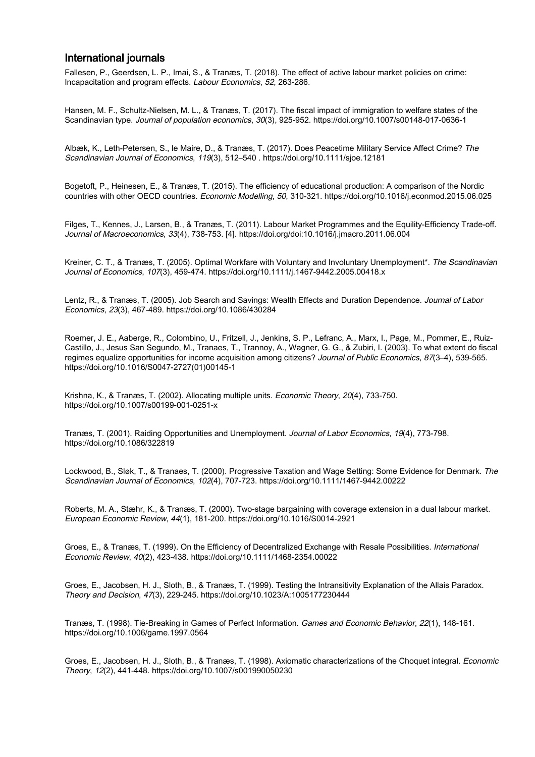## International journals

Fallesen, P., Geerdsen, L. P., Imai, S., & Tranæs, T. (2018). The effect of active labour market policies on crime: Incapacitation and program effects. *Labour Economics*, *52*, 263-286.

Hansen, M. F., Schultz-Nielsen, M. L., & Tranæs, T. (2017). The fiscal impact of immigration to welfare states of the Scandinavian type. *Journal of population economics*, *30*(3), 925-952. https://doi.org/10.1007/s00148-017-0636-1

Albæk, K., Leth-Petersen, S., le Maire, D., & Tranæs, T. (2017). Does Peacetime Military Service Affect Crime? *The Scandinavian Journal of Economics*, *119*(3), 512–540 . https://doi.org/10.1111/sjoe.12181

Bogetoft, P., Heinesen, E., & Tranæs, T. (2015). The efficiency of educational production: A comparison of the Nordic countries with other OECD countries. *Economic Modelling*, *50*, 310-321. https://doi.org/10.1016/j.econmod.2015.06.025

Filges, T., Kennes, J., Larsen, B., & Tranæs, T. (2011). Labour Market Programmes and the Equility-Efficiency Trade-off. *Journal of Macroeconomics*, *33*(4), 738-753. [4]. https://doi.org/doi:10.1016/j.jmacro.2011.06.004

Kreiner, C. T., & Tranæs, T. (2005). Optimal Workfare with Voluntary and Involuntary Unemployment*. *The Scandinavian Journal of Economics*, *107*(3), 459-474. https://doi.org/10.1111/j.1467-9442.2005.00418.x

Lentz, R., & Tranæs, T. (2005). Job Search and Savings: Wealth Effects and Duration Dependence. *Journal of Labor Economics*, *23*(3), 467-489. https://doi.org/10.1086/430284

Roemer, J. E., Aaberge, R., Colombino, U., Fritzell, J., Jenkins, S. P., Lefranc, A., Marx, I., Page, M., Pommer, E., Ruiz-Castillo, J., Jesus San Segundo, M., Tranaes, T., Trannoy, A., Wagner, G. G., & Zubiri, I. (2003). To what extent do fiscal regimes equalize opportunities for income acquisition among citizens? *Journal of Public Economics*, *87*(3–4), 539-565. https://doi.org/10.1016/S0047-2727(01)00145-1

Krishna, K., & Tranæs, T. (2002). Allocating multiple units. *Economic Theory*, *20*(4), 733-750. https://doi.org/10.1007/s00199-001-0251-x

Tranæs, T. (2001). Raiding Opportunities and Unemployment. *Journal of Labor Economics*, *19*(4), 773-798. https://doi.org/10.1086/322819

Lockwood, B., Sløk, T., & Tranaes, T. (2000). Progressive Taxation and Wage Setting: Some Evidence for Denmark. *The Scandinavian Journal of Economics*, *102*(4), 707-723. https://doi.org/10.1111/1467-9442.00222

Roberts, M. A., Stæhr, K., & Tranæs, T. (2000). Two-stage bargaining with coverage extension in a dual labour market. *European Economic Review*, *44*(1), 181-200. https://doi.org/10.1016/S0014-2921

Groes, E., & Tranæs, T. (1999). On the Efficiency of Decentralized Exchange with Resale Possibilities. *International Economic Review*, *40*(2), 423-438. https://doi.org/10.1111/1468-2354.00022

Groes, E., Jacobsen, H. J., Sloth, B., & Tranæs, T. (1999). Testing the Intransitivity Explanation of the Allais Paradox. *Theory and Decision*, *47*(3), 229-245. https://doi.org/10.1023/A:1005177230444

Tranæs, T. (1998). Tie-Breaking in Games of Perfect Information. *Games and Economic Behavior*, *22*(1), 148-161. https://doi.org/10.1006/game.1997.0564

Groes, E., Jacobsen, H. J., Sloth, B., & Tranæs, T. (1998). Axiomatic characterizations of the Choquet integral. *Economic Theory*, *12*(2), 441-448. https://doi.org/10.1007/s001990050230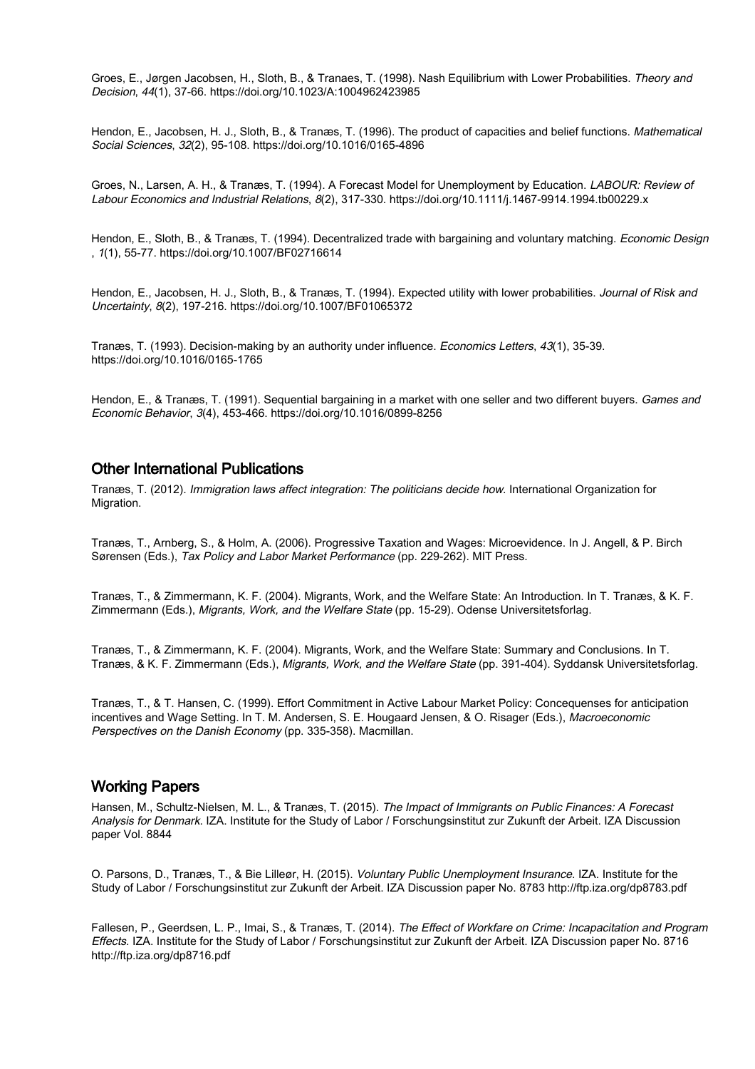Groes, E., Jørgen Jacobsen, H., Sloth, B., & Tranaes, T. (1998). Nash Equilibrium with Lower Probabilities. *Theory and Decision*, *44*(1), 37-66. https://doi.org/10.1023/A:1004962423985

Hendon, E., Jacobsen, H. J., Sloth, B., & Tranæs, T. (1996). The product of capacities and belief functions. *Mathematical Social Sciences*, *32*(2), 95-108. https://doi.org/10.1016/0165-4896

Groes, N., Larsen, A. H., & Tranæs, T. (1994). A Forecast Model for Unemployment by Education. *LABOUR: Review of Labour Economics and Industrial Relations*, *8*(2), 317-330. https://doi.org/10.1111/j.1467-9914.1994.tb00229.x

Hendon, E., Sloth, B., & Tranæs, T. (1994). Decentralized trade with bargaining and voluntary matching. *Economic Design*, *1*(1), 55-77. https://doi.org/10.1007/BF02716614

Hendon, E., Jacobsen, H. J., Sloth, B., & Tranæs, T. (1994). Expected utility with lower probabilities. *Journal of Risk and Uncertainty*, *8*(2), 197-216. https://doi.org/10.1007/BF01065372

Tranæs, T. (1993). Decision-making by an authority under influence. *Economics Letters*, *43*(1), 35-39. https://doi.org/10.1016/0165-1765

Hendon, E., & Tranæs, T. (1991). Sequential bargaining in a market with one seller and two different buyers. *Games and Economic Behavior*, *3*(4), 453-466. https://doi.org/10.1016/0899-8256

## Other International Publications

Tranæs, T. (2012). *Immigration laws affect integration: The politicians decide how*. International Organization for Migration.

Tranæs, T., Arnberg, S., & Holm, A. (2006). Progressive Taxation and Wages: Microevidence. In J. Angell, & P. Birch Sørensen (Eds.), *Tax Policy and Labor Market Performance* (pp. 229-262). MIT Press.

Tranæs, T., & Zimmermann, K. F. (2004). Migrants, Work, and the Welfare State: An Introduction. In T. Tranæs, & K. F. Zimmermann (Eds.), *Migrants, Work, and the Welfare State* (pp. 15-29). Odense Universitetsforlag.

Tranæs, T., & Zimmermann, K. F. (2004). Migrants, Work, and the Welfare State: Summary and Conclusions. In T. Tranæs, & K. F. Zimmermann (Eds.), *Migrants, Work, and the Welfare State* (pp. 391-404). Syddansk Universitetsforlag.

Tranæs, T., & T. Hansen, C. (1999). Effort Commitment in Active Labour Market Policy: Concequenses for anticipation incentives and Wage Setting. In T. M. Andersen, S. E. Hougaard Jensen, & O. Risager (Eds.), *Macroeconomic Perspectives on the Danish Economy* (pp. 335-358). Macmillan.

## Working Papers

Hansen, M., Schultz-Nielsen, M. L., & Tranæs, T. (2015). *The Impact of Immigrants on Public Finances: A Forecast Analysis for Denmark*. IZA. Institute for the Study of Labor / Forschungsinstitut zur Zukunft der Arbeit. IZA Discussion paper Vol. 8844

O. Parsons, D., Tranæs, T., & Bie Lilleør, H. (2015). *Voluntary Public Unemployment Insurance*. IZA. Institute for the Study of Labor / Forschungsinstitut zur Zukunft der Arbeit. IZA Discussion paper No. 8783 http://ftp.iza.org/dp8783.pdf

Fallesen, P., Geerdsen, L. P., Imai, S., & Tranæs, T. (2014). *The Effect of Workfare on Crime: Incapacitation and Program Effects*. IZA. Institute for the Study of Labor / Forschungsinstitut zur Zukunft der Arbeit. IZA Discussion paper No. 8716 http://ftp.iza.org/dp8716.pdf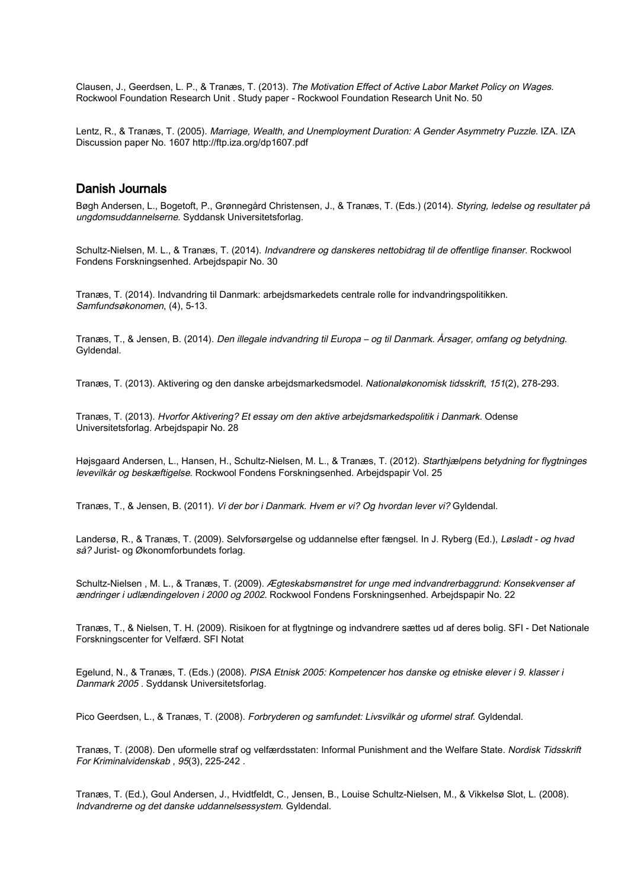Clausen, J., Geerdsen, L. P., & Tranæs, T. (2013). *The Motivation Effect of Active Labor Market Policy on Wages*. Rockwool Foundation Research Unit . Study paper - Rockwool Foundation Research Unit No. 50

Lentz, R., & Tranæs, T. (2005). *Marriage, Wealth, and Unemployment Duration: A Gender Asymmetry Puzzle*. IZA. IZA Discussion paper No. 1607 http://ftp.iza.org/dp1607.pdf

## Danish Journals

Bøgh Andersen, L., Bogetoft, P., Grønnegård Christensen, J., & Tranæs, T. (Eds.) (2014). *Styring, ledelse og resultater på ungdomsuddannelserne*. Syddansk Universitetsforlag.

Schultz-Nielsen, M. L., & Tranæs, T. (2014). *Indvandrere og danskeres nettobidrag til de offentlige finanser*. Rockwool Fondens Forskningsenhed. Arbejdspapir No. 30

Tranæs, T. (2014). Indvandring til Danmark: arbejdsmarkedets centrale rolle for indvandringspolitikken. *Samfundsøkonomen*, (4), 5-13.

Tranæs, T., & Jensen, B. (2014). *Den illegale indvandring til Europa – og til Danmark. Årsager, omfang og betydning*. Gyldendal.

Tranæs, T. (2013). Aktivering og den danske arbejdsmarkedsmodel. *Nationaløkonomisk tidsskrift*, *151*(2), 278-293.

Tranæs, T. (2013). *Hvorfor Aktivering? Et essay om den aktive arbejdsmarkedspolitik i Danmark*. Odense Universitetsforlag. Arbejdspapir No. 28

Højsgaard Andersen, L., Hansen, H., Schultz-Nielsen, M. L., & Tranæs, T. (2012). *Starthjælpens betydning for flygtninges levevilkår og beskæftigelse*. Rockwool Fondens Forskningsenhed. Arbejdspapir Vol. 25

Tranæs, T., & Jensen, B. (2011). *Vi der bor i Danmark. Hvem er vi? Og hvordan lever vi?* Gyldendal.

Landersø, R., & Tranæs, T. (2009). Selvforsørgelse og uddannelse efter fængsel. In J. Ryberg (Ed.), *Løsladt - og hvad så?* Jurist- og Økonomforbundets forlag.

Schultz-Nielsen , M. L., & Tranæs, T. (2009). *Ægteskabsmønstret for unge med indvandrerbaggrund: Konsekvenser af ændringer i udlændingeloven i 2000 og 2002*. Rockwool Fondens Forskningsenhed. Arbejdspapir No. 22

Tranæs, T., & Nielsen, T. H. (2009). Risikoen for at flygtninge og indvandrere sættes ud af deres bolig. SFI - Det Nationale Forskningscenter for Velfærd. SFI Notat

Egelund, N., & Tranæs, T. (Eds.) (2008). *PISA Etnisk 2005: Kompetencer hos danske og etniske elever i 9. klasser i Danmark 2005* . Syddansk Universitetsforlag.

Pico Geerdsen, L., & Tranæs, T. (2008). *Forbryderen og samfundet: Livsvilkår og uformel straf*. Gyldendal.

Tranæs, T. (2008). Den uformelle straf og velfærdsstaten: Informal Punishment and the Welfare State. *Nordisk Tidsskrift For Kriminalvidenskab* , *95*(3), 225-242 .

Tranæs, T. (Ed.), Goul Andersen, J., Hvidtfeldt, C., Jensen, B., Louise Schultz-Nielsen, M., & Vikkelsø Slot, L. (2008). *Indvandrerne og det danske uddannelsessystem*. Gyldendal.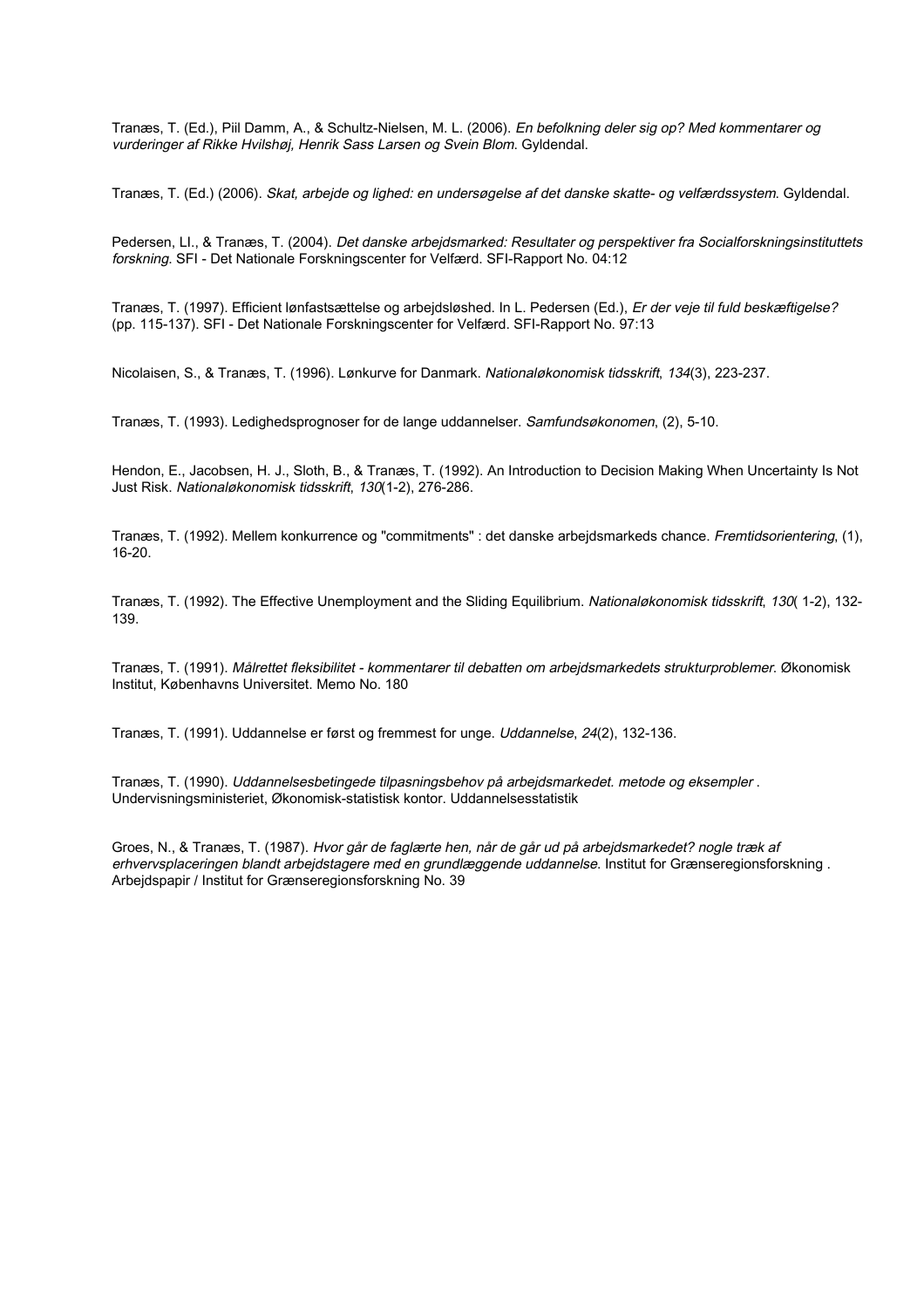Tranæs, T. (Ed.), Piil Damm, A., & Schultz-Nielsen, M. L. (2006). *En befolkning deler sig op? Med kommentarer og vurderinger af Rikke Hvilshøj, Henrik Sass Larsen og Svein Blom.* Gyldendal.

Tranæs, T. (Ed.) (2006). *Skat, arbejde og lighed: en undersøgelse af det danske skatte- og velfærdssystem.* Gyldendal.

Pedersen, Ll., & Tranæs, T. (2004). *Det danske arbejdsmarked: Resultater og perspektiver fra Socialforskningsinstituttets forskning.* SFI - Det Nationale Forskningscenter for Velfærd. SFI-Rapport No. 04:12

Tranæs, T. (1997). Efficient lønfastsættelse og arbejdsløshed. In L. Pedersen (Ed.), *Er der veje til fuld beskæftigelse?* (pp. 115-137). SFI - Det Nationale Forskningscenter for Velfærd. SFI-Rapport No. 97:13

Nicolaisen, S., & Tranæs, T. (1996). Lønkurve for Danmark. *Nationaløkonomisk tidsskrift*, *134*(3), 223-237.

Tranæs, T. (1993). Ledighedsprognoser for de lange uddannelser. *Samfundsøkonomen*, (2), 5-10.

Hendon, E., Jacobsen, H. J., Sloth, B., & Tranæs, T. (1992). An Introduction to Decision Making When Uncertainty Is Not Just Risk. *Nationaløkonomisk tidsskrift*, *130*(1-2), 276-286.

Tranæs, T. (1992). Mellem konkurrence og "commitments" : det danske arbejdsmarkeds chance. *Fremtidsorientering*, (1), 16-20.

Tranæs, T. (1992). The Effective Unemployment and the Sliding Equilibrium. *Nationaløkonomisk tidsskrift*, *130*( 1-2), 132-139.

Tranæs, T. (1991). *Målrettet fleksibilitet - kommentarer til debatten om arbejdsmarkedets strukturproblemer.* Økonomisk Institut, Københavns Universitet. Memo No. 180

Tranæs, T. (1991). Uddannelse er først og fremmest for unge. *Uddannelse*, *24*(2), 132-136.

Tranæs, T. (1990). *Uddannelsesbetingede tilpasningsbehov på arbejdsmarkedet. metode og eksempler* . Undervisningsministeriet, Økonomisk-statistisk kontor. Uddannelsesstatistik

Groes, N., & Tranæs, T. (1987). *Hvor går de faglærte hen, når de går ud på arbejdsmarkedet? nogle træk af erhvervsplaceringen blandt arbejdstagere med en grundlæggende uddannelse.* Institut for Grænseregionsforskning . Arbejdspapir / Institut for Grænseregionsforskning No. 39